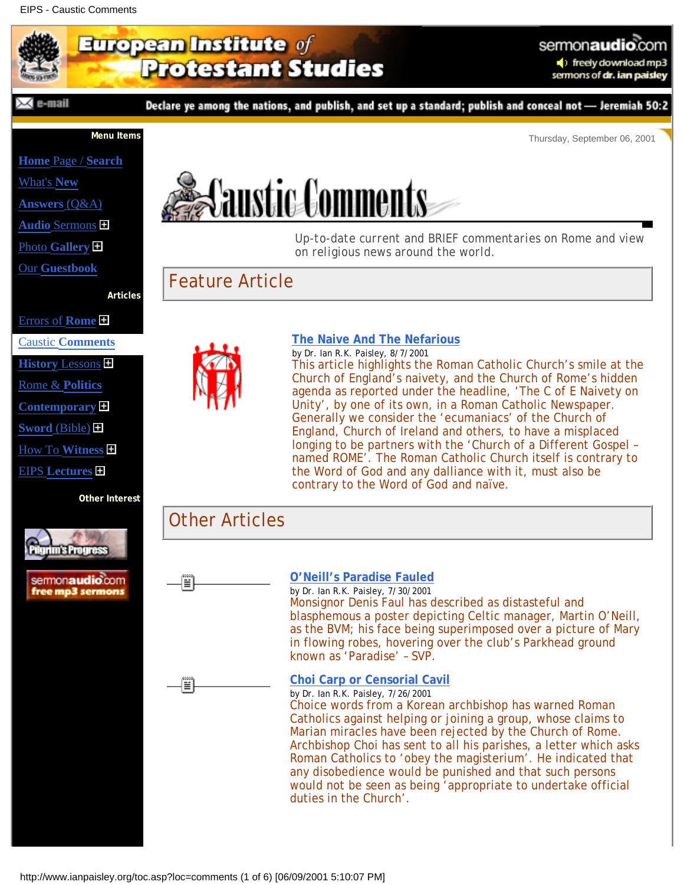# European Institute of Protestant Studies

sermonaudio.com freely download mp3 sermons of dr. ian paisley

e-mail

Declare ye among the nations, and publish, and set up a standard; publish and conceal not — Jeremiah 50:2

**Menu Items**

- Home Page / Search
- What's New
- Answers (Q&A)
- Audio Sermons
- Photo Gallery
- Our Guestbook

**Articles**

- Errors of Rome
- Caustic Comments
- History Lessons
- Rome & Politics
- Contemporary
- Sword (Bible)
- How To Witness
- EIPS Lectures

**Other Interest**

- Pilgrim's Progress
- sermonaudio.com free mp3 sermons

Thursday, September 06, 2001

# Caustic Comments

Up-to-date current and BRIEF commentaries on Rome and view on religious news around the world.

## Feature Article

### The Naive And The Nefarious

by Dr. Ian R.K. Paisley, 8/7/2001

This article highlights the Roman Catholic Church's smile at the Church of England's naivety, and the Church of Rome's hidden agenda as reported under the headline, 'The C of E Naivety on Unity', by one of its own, in a Roman Catholic Newspaper. Generally we consider the 'ecumaniacs' of the Church of England, Church of Ireland and others, to have a misplaced longing to be partners with the 'Church of a Different Gospel – named ROME'. The Roman Catholic Church itself is contrary to the Word of God and any dalliance with it, must also be contrary to the Word of God and naïve.

## Other Articles

### O'Neill's Paradise Fauled

by Dr. Ian R.K. Paisley, 7/30/2001

Monsignor Denis Faul has described as distasteful and blasphemous a poster depicting Celtic manager, Martin O'Neill, as the BVM; his face being superimposed over a picture of Mary in flowing robes, hovering over the club's Parkhead ground known as 'Paradise' – SVP.

### Choi Carp or Censorial Cavil

by Dr. Ian R.K. Paisley, 7/26/2001

Choice words from a Korean archbishop has warned Roman Catholics against helping or joining a group, whose claims to Marian miracles have been rejected by the Church of Rome. Archbishop Choi has sent to all his parishes, a letter which asks Roman Catholics to 'obey the magisterium'. He indicated that any disobedience would be punished and that such persons would not be seen as being 'appropriate to undertake official duties in the Church'.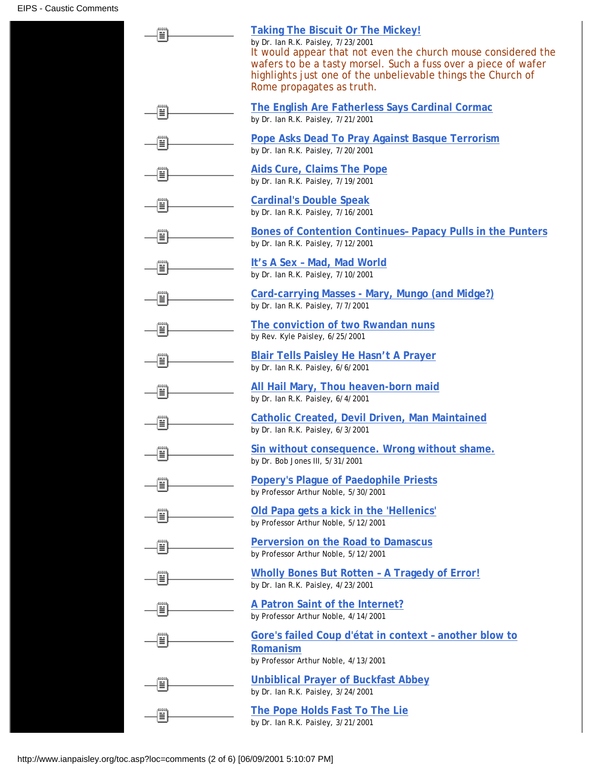**Taking The Biscuit Or The Mickey!**
by Dr. Ian R.K. Paisley, 7/23/2001
It would appear that not even the church mouse considered the wafers to be a tasty morsel. Such a fuss over a piece of wafer highlights just one of the unbelievable things the Church of Rome propagates as truth.

**The English Are Fatherless Says Cardinal Cormac**
by Dr. Ian R.K. Paisley, 7/21/2001

**Pope Asks Dead To Pray Against Basque Terrorism**
by Dr. Ian R.K. Paisley, 7/20/2001

**Aids Cure, Claims The Pope**
by Dr. Ian R.K. Paisley, 7/19/2001

**Cardinal's Double Speak**
by Dr. Ian R.K. Paisley, 7/16/2001

**Bones of Contention Continues- Papacy Pulls in the Punters**
by Dr. Ian R.K. Paisley, 7/12/2001

**It's A Sex – Mad, Mad World**
by Dr. Ian R.K. Paisley, 7/10/2001

**Card-carrying Masses - Mary, Mungo (and Midge?)**
by Dr. Ian R.K. Paisley, 7/7/2001

**The conviction of two Rwandan nuns**
by Rev. Kyle Paisley, 6/25/2001

**Blair Tells Paisley He Hasn't A Prayer**
by Dr. Ian R.K. Paisley, 6/6/2001

**All Hail Mary, Thou heaven-born maid**
by Dr. Ian R.K. Paisley, 6/4/2001

**Catholic Created, Devil Driven, Man Maintained**
by Dr. Ian R.K. Paisley, 6/3/2001

**Sin without consequence. Wrong without shame.**
by Dr. Bob Jones III, 5/31/2001

**Popery's Plague of Paedophile Priests**
by Professor Arthur Noble, 5/30/2001

**Old Papa gets a kick in the 'Hellenics'**
by Professor Arthur Noble, 5/12/2001

**Perversion on the Road to Damascus**
by Professor Arthur Noble, 5/12/2001

**Wholly Bones But Rotten – A Tragedy of Error!**
by Dr. Ian R.K. Paisley, 4/23/2001

**A Patron Saint of the Internet?**
by Professor Arthur Noble, 4/14/2001

**Gore's failed Coup d'état in context – another blow to Romanism**
by Professor Arthur Noble, 4/13/2001

**Unbiblical Prayer of Buckfast Abbey**
by Dr. Ian R.K. Paisley, 3/24/2001

**The Pope Holds Fast To The Lie**
by Dr. Ian R.K. Paisley, 3/21/2001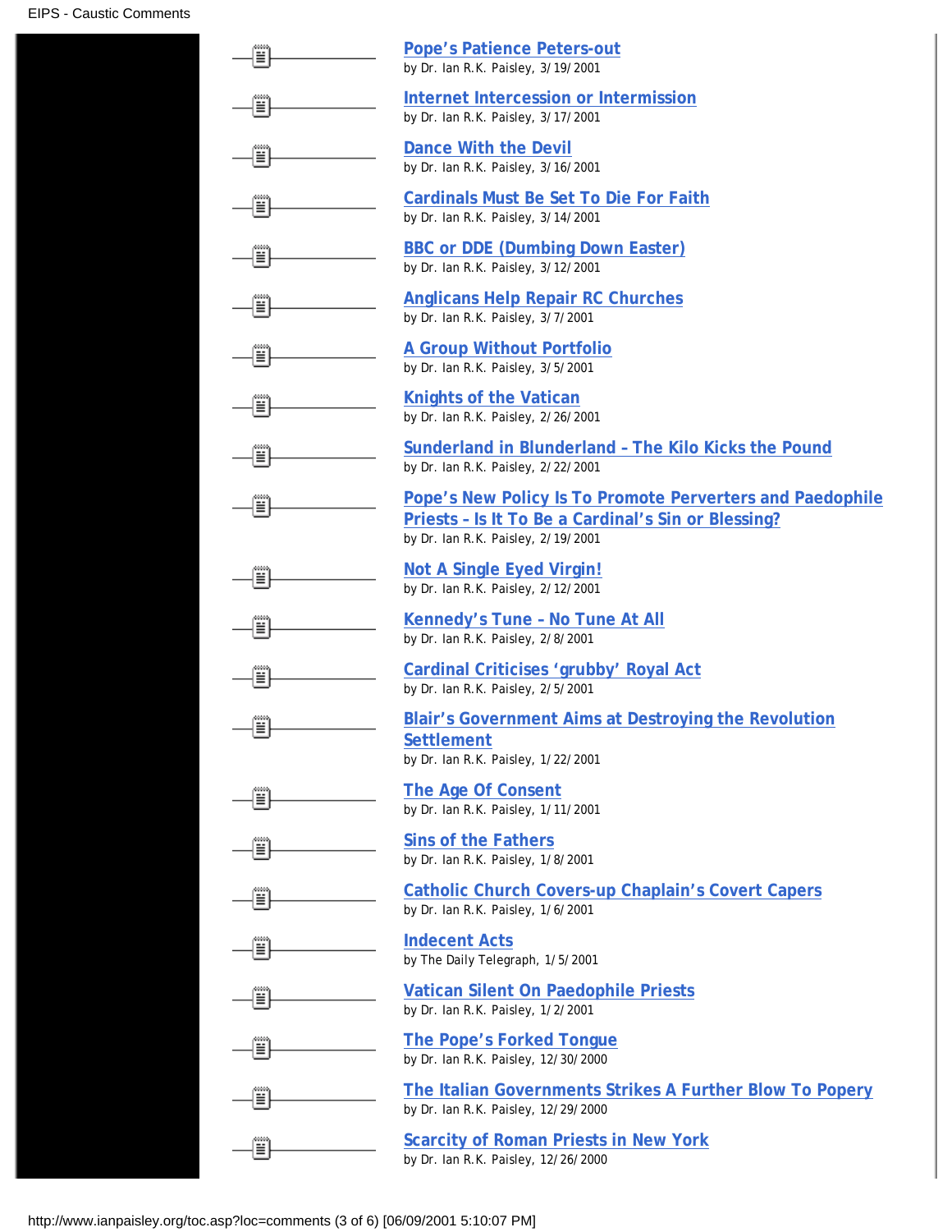**Pope's Patience Peters-out**
by Dr. Ian R.K. Paisley, 3/19/2001

**Internet Intercession or Intermission**
by Dr. Ian R.K. Paisley, 3/17/2001

**Dance With the Devil**
by Dr. Ian R.K. Paisley, 3/16/2001

**Cardinals Must Be Set To Die For Faith**
by Dr. Ian R.K. Paisley, 3/14/2001

**BBC or DDE (Dumbing Down Easter)**
by Dr. Ian R.K. Paisley, 3/12/2001

**Anglicans Help Repair RC Churches**
by Dr. Ian R.K. Paisley, 3/7/2001

**A Group Without Portfolio**
by Dr. Ian R.K. Paisley, 3/5/2001

**Knights of the Vatican**
by Dr. Ian R.K. Paisley, 2/26/2001

**Sunderland in Blunderland - The Kilo Kicks the Pound**
by Dr. Ian R.K. Paisley, 2/22/2001

**Pope's New Policy Is To Promote Perverters and Paedophile Priests - Is It To Be a Cardinal's Sin or Blessing?**
by Dr. Ian R.K. Paisley, 2/19/2001

**Not A Single Eyed Virgin!**
by Dr. Ian R.K. Paisley, 2/12/2001

**Kennedy's Tune - No Tune At All**
by Dr. Ian R.K. Paisley, 2/8/2001

**Cardinal Criticises 'grubby' Royal Act**
by Dr. Ian R.K. Paisley, 2/5/2001

**Blair's Government Aims at Destroying the Revolution Settlement**
by Dr. Ian R.K. Paisley, 1/22/2001

**The Age Of Consent**
by Dr. Ian R.K. Paisley, 1/11/2001

**Sins of the Fathers**
by Dr. Ian R.K. Paisley, 1/8/2001

**Catholic Church Covers-up Chaplain's Covert Capers**
by Dr. Ian R.K. Paisley, 1/6/2001

**Indecent Acts**
by The Daily Telegraph, 1/5/2001

**Vatican Silent On Paedophile Priests**
by Dr. Ian R.K. Paisley, 1/2/2001

**The Pope's Forked Tongue**
by Dr. Ian R.K. Paisley, 12/30/2000

**The Italian Governments Strikes A Further Blow To Popery**
by Dr. Ian R.K. Paisley, 12/29/2000

**Scarcity of Roman Priests in New York**
by Dr. Ian R.K. Paisley, 12/26/2000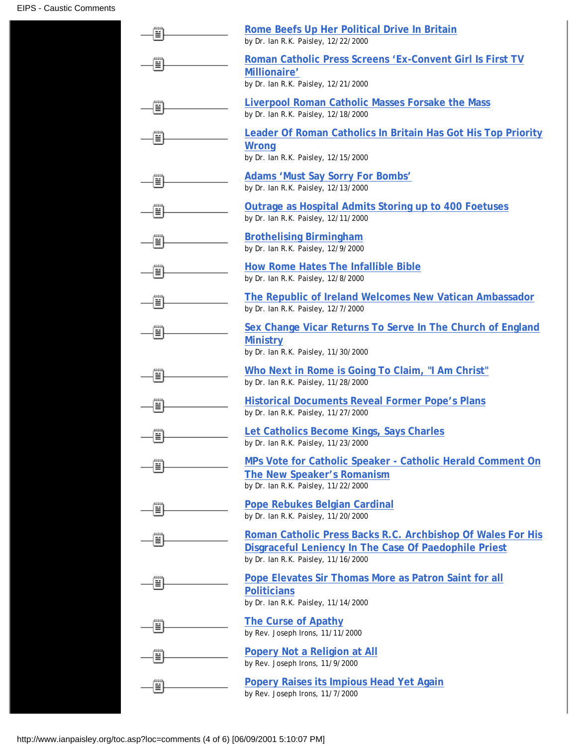**Rome Beefs Up Her Political Drive In Britain**
by Dr. Ian R.K. Paisley, 12/22/2000

**Roman Catholic Press Screens 'Ex-Convent Girl Is First TV Millionaire'**
by Dr. Ian R.K. Paisley, 12/21/2000

**Liverpool Roman Catholic Masses Forsake the Mass**
by Dr. Ian R.K. Paisley, 12/18/2000

**Leader Of Roman Catholics In Britain Has Got His Top Priority Wrong**
by Dr. Ian R.K. Paisley, 12/15/2000

**Adams 'Must Say Sorry For Bombs'**
by Dr. Ian R.K. Paisley, 12/13/2000

**Outrage as Hospital Admits Storing up to 400 Foetuses**
by Dr. Ian R.K. Paisley, 12/11/2000

**Brothelising Birmingham**
by Dr. Ian R.K. Paisley, 12/9/2000

**How Rome Hates The Infallible Bible**
by Dr. Ian R.K. Paisley, 12/8/2000

**The Republic of Ireland Welcomes New Vatican Ambassador**
by Dr. Ian R.K. Paisley, 12/7/2000

**Sex Change Vicar Returns To Serve In The Church of England Ministry**
by Dr. Ian R.K. Paisley, 11/30/2000

**Who Next in Rome is Going To Claim, "I Am Christ"**
by Dr. Ian R.K. Paisley, 11/28/2000

**Historical Documents Reveal Former Pope's Plans**
by Dr. Ian R.K. Paisley, 11/27/2000

**Let Catholics Become Kings, Says Charles**
by Dr. Ian R.K. Paisley, 11/23/2000

**MPs Vote for Catholic Speaker - Catholic Herald Comment On The New Speaker's Romanism**
by Dr. Ian R.K. Paisley, 11/22/2000

**Pope Rebukes Belgian Cardinal**
by Dr. Ian R.K. Paisley, 11/20/2000

**Roman Catholic Press Backs R.C. Archbishop Of Wales For His Disgraceful Leniency In The Case Of Paedophile Priest**
by Dr. Ian R.K. Paisley, 11/16/2000

**Pope Elevates Sir Thomas More as Patron Saint for all Politicians**
by Dr. Ian R.K. Paisley, 11/14/2000

**The Curse of Apathy**
by Rev. Joseph Irons, 11/11/2000

**Popery Not a Religion at All**
by Rev. Joseph Irons, 11/9/2000

**Popery Raises its Impious Head Yet Again**
by Rev. Joseph Irons, 11/7/2000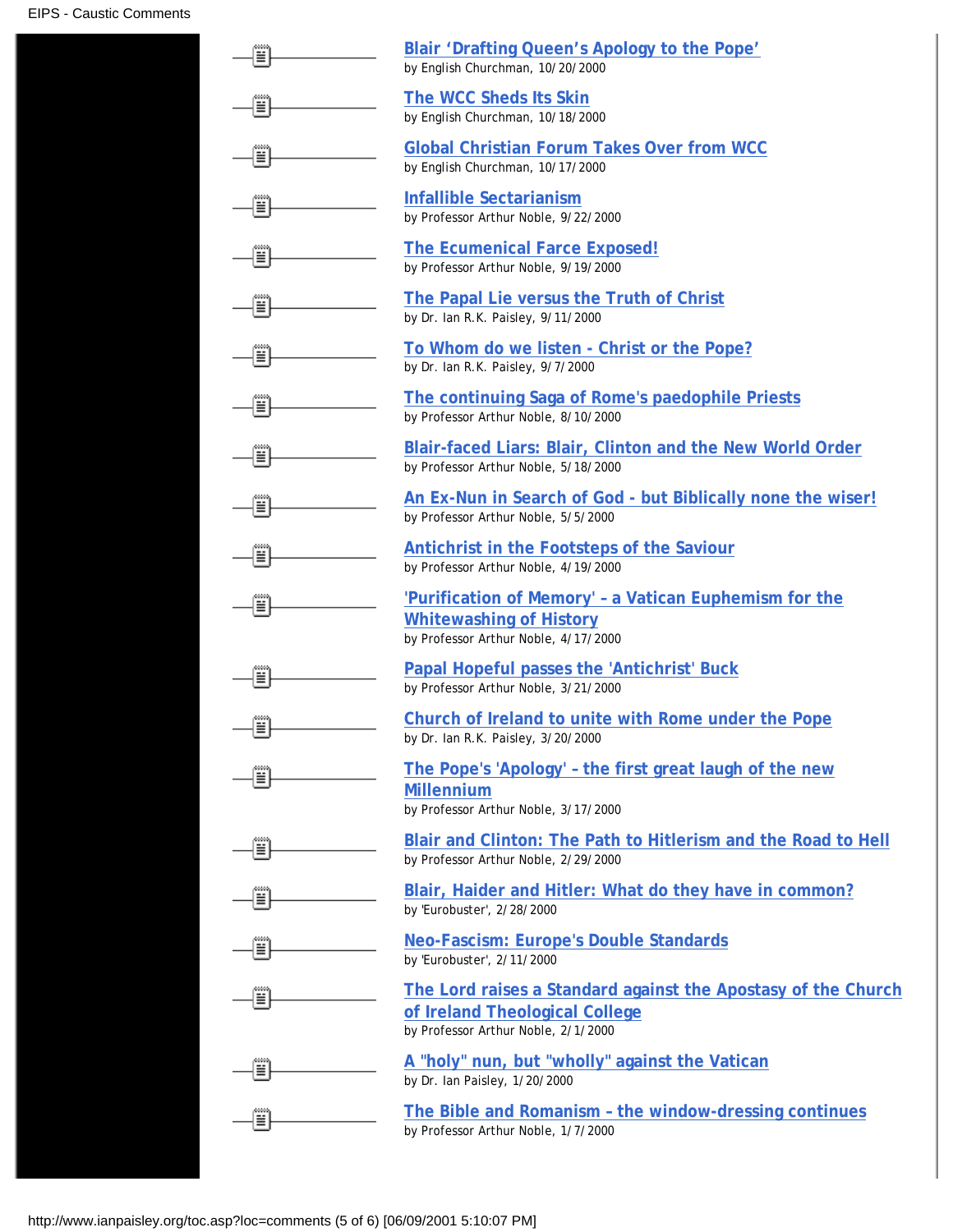**Blair 'Drafting Queen's Apology to the Pope'**
by English Churchman, 10/20/2000

**The WCC Sheds Its Skin**
by English Churchman, 10/18/2000

**Global Christian Forum Takes Over from WCC**
by English Churchman, 10/17/2000

**Infallible Sectarianism**
by Professor Arthur Noble, 9/22/2000

**The Ecumenical Farce Exposed!**
by Professor Arthur Noble, 9/19/2000

**The Papal Lie versus the Truth of Christ**
by Dr. Ian R.K. Paisley, 9/11/2000

**To Whom do we listen - Christ or the Pope?**
by Dr. Ian R.K. Paisley, 9/7/2000

**The continuing Saga of Rome's paedophile Priests**
by Professor Arthur Noble, 8/10/2000

**Blair-faced Liars: Blair, Clinton and the New World Order**
by Professor Arthur Noble, 5/18/2000

**An Ex-Nun in Search of God - but Biblically none the wiser!**
by Professor Arthur Noble, 5/5/2000

**Antichrist in the Footsteps of the Saviour**
by Professor Arthur Noble, 4/19/2000

**'Purification of Memory' – a Vatican Euphemism for the Whitewashing of History**
by Professor Arthur Noble, 4/17/2000

**Papal Hopeful passes the 'Antichrist' Buck**
by Professor Arthur Noble, 3/21/2000

**Church of Ireland to unite with Rome under the Pope**
by Dr. Ian R.K. Paisley, 3/20/2000

**The Pope's 'Apology' – the first great laugh of the new Millennium**
by Professor Arthur Noble, 3/17/2000

**Blair and Clinton: The Path to Hitlerism and the Road to Hell**
by Professor Arthur Noble, 2/29/2000

**Blair, Haider and Hitler: What do they have in common?**
by 'Eurobuster', 2/28/2000

**Neo-Fascism: Europe's Double Standards**
by 'Eurobuster', 2/11/2000

**The Lord raises a Standard against the Apostasy of the Church of Ireland Theological College**
by Professor Arthur Noble, 2/1/2000

**A "holy" nun, but "wholly" against the Vatican**
by Dr. Ian Paisley, 1/20/2000

**The Bible and Romanism – the window-dressing continues**
by Professor Arthur Noble, 1/7/2000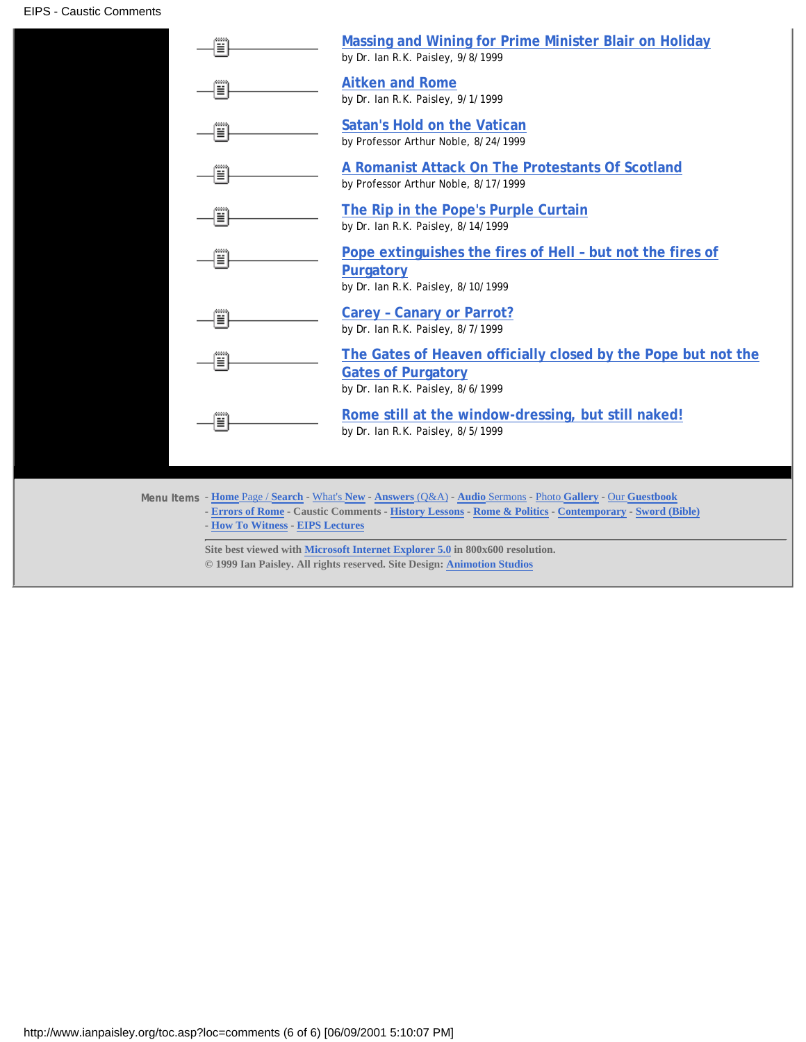**Massing and Wining for Prime Minister Blair on Holiday**
by Dr. Ian R.K. Paisley, 9/8/1999

**Aitken and Rome**
by Dr. Ian R.K. Paisley, 9/1/1999

**Satan's Hold on the Vatican**
by Professor Arthur Noble, 8/24/1999

**A Romanist Attack On The Protestants Of Scotland**
by Professor Arthur Noble, 8/17/1999

**The Rip in the Pope's Purple Curtain**
by Dr. Ian R.K. Paisley, 8/14/1999

**Pope extinguishes the fires of Hell - but not the fires of Purgatory**
by Dr. Ian R.K. Paisley, 8/10/1999

**Carey - Canary or Parrot?**
by Dr. Ian R.K. Paisley, 8/7/1999

**The Gates of Heaven officially closed by the Pope but not the Gates of Purgatory**
by Dr. Ian R.K. Paisley, 8/6/1999

**Rome still at the window-dressing, but still naked!**
by Dr. Ian R.K. Paisley, 8/5/1999

**Menu Items** - Home Page / Search - What's New - Answers (Q&A) - Audio Sermons - Photo Gallery - Our Guestbook - Errors of Rome - Caustic Comments - History Lessons - Rome & Politics - Contemporary - Sword (Bible) - How To Witness - EIPS Lectures

---

Site best viewed with Microsoft Internet Explorer 5.0 in 800x600 resolution.
© 1999 Ian Paisley. All rights reserved. Site Design: Animotion Studios